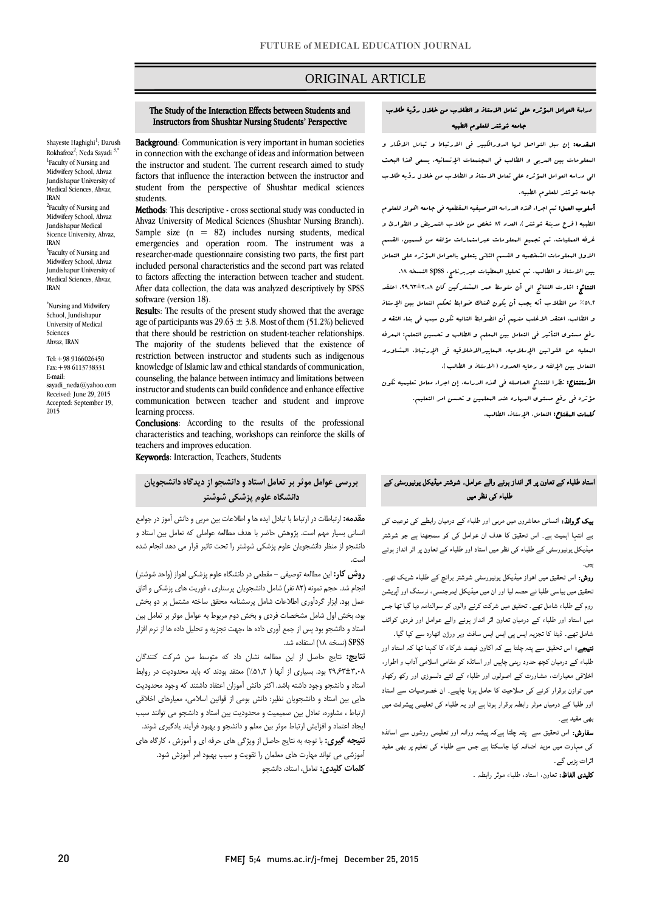ORIGINAL ARTICLE

## The Study of the Interaction Effects between Students and Instructors from Shushtar Nursing Students' Perspective

Shayeste Haghighi[1]; Darush Rokhafroz[2]; Neda Sayadi [3,*]

[1]Faculty of Nursing and Midwifery School, Ahvaz Jundishapur University of Medical Sciences, Ahvaz, IRAN

[2]Faculty of Nursing and Midwifery School, Ahvaz Jundishapur Medical Sicence University, Ahvaz, IRAN

[3]Faculty of Nursing and Midwifery School, Ahvaz Jundishapur University of Medical Sciences, Ahvaz, IRAN

*Nursing and Midwifery School, Jundishapur University of Medical Sciences Ahvaz, IRAN

Tel: +98 9166026450
Fax: +98 6113738331
E-mail: sayadi_neda@yahoo.com
Received: June 29, 2015
Accepted: September 19, 2015

**Background**: Communication is very important in human societies in connection with the exchange of ideas and information between the instructor and student. The current research aimed to study factors that influence the interaction between the instructor and student from the perspective of Shushtar medical sciences students.

**Methods**: This descriptive - cross sectional study was conducted in Ahvaz University of Medical Sciences (Shushtar Nursing Branch). Sample size (n = 82) includes nursing students, medical emergencies and operation room. The instrument was a researcher-made questionnaire consisting two parts, the first part included personal characteristics and the second part was related to factors affecting the interaction between teacher and student. After data collection, the data was analyzed descriptively by SPSS software (version 18).

**Results**: The results of the present study showed that the average age of participants was 29.63 ± 3.8. Most of them (51.2%) believed that there should be restriction on student-teacher relationships. The majority of the students believed that the existence of restriction between instructor and students such as indigenous knowledge of Islamic law and ethical standards of communication, counseling, the balance between intimacy and limitations between instructor and students can build confidence and enhance effective communication between teacher and student and improve learning process.

**Conclusions**: According to the results of the professional characteristics and teaching, workshops can reinforce the skills of teachers and improves education.

**Keywords**: Interaction, Teachers, Students

## دراسة العوامل المؤثرة علی تعامل الاستاذ و الطلاب من خلال رؤية طلاب جامعة شوشتر للعلوم الطبية

**المقدمه:** إن سبل التواصل لها الدورالكبير في الارتباط و تبادل الافكار و المعلومات بين المربي و الطالب في المجتمعات الإنسانيه. يسعي هذا البحث الی دراسة العوامل المؤثرة علی تعامل الاستاذ و الطلاب من خلال رؤيه طلاب جامعة شوشتر للعلوم الطبية.

**أسلوب العمل:** تم اجراء هذه الدراسة التوصيفية المقطعية في جامعة اهواز للعلوم الطبية (فرع مدينة شوشتر)، العدد ٨٢ شخص من طلاب التمريض و الطوارئ و غرفة العمليات. تم تجميع المعلومات عبراستمارات مؤلفة من قسمين، القسم الاول المعلومات الشخصية و القسم الثاني يتعلق بالعوامل المؤثرة علی التعامل بين الاستاذ و الطالب. ثم تحليل المعطيات عبربرنامج spss النسخة ١٨.

**النتائج:** اشارت النتائج الی أن متوسط عمر المشتركين كان ٢٩،٦٣±٣،٠٨. اعتقد ٥١،٢٪ من الطلاب أنه يجب أن يكون هناك ضوابط تحكم التعامل بين الاستاذ و الطالب. اعتقد الاغلب منهم أن الضوابط التالية تكون سبب في بناء الثقة و رفع مستوی التأثير في التعامل بين المعلم و الطالب و تحسين التعلم: المعرفة المحلية عن القوانين الإسلامية، المعايير الاخلاقية في الإرتباط، المشاورة، التعادل بين الإلفة و رعاية الحدود (الاستاذ و الطالب).

**الأستنتاج:** نظرا للنتائج الحاصلة في هذه الدراسة، إن اجراء معامل تعليمية تكون مؤثرة في رفع مستوی المهارة عند المعلمين و تحسن امر التعليم.

**كلمات المفتاح:** التعامل، الاستاذ، الطالب.

## بررسی عوامل موثر بر تعامل استاد و دانشجو از دیدگاه دانشجویان دانشگاه علوم پزشکی شوشتر

**مقدمه:** ارتباطات در ارتباط با تبادل ایده ها و اطلاعات بین مربی و دانش آموز در جوامع انسانی بسیار مهم است. پژوهش حاضر با هدف مطالعه عواملی که تعامل بین استاد و دانشجو از منظر دانشجویان علوم پزشکی شوشتر را تحت تاثیر قرار می دهد انجام شده است.

**روش کار:** این مطالعه توصیفی – مقطعی در دانشگاه علوم پزشکی اهواز (واحد شوشتر) انجام شد. حجم نمونه (۸۲ نفر) شامل دانشجویان پرستاری، فوریت های پزشکی و اتاق عمل بود. ابزار گردآوری اطلاعات شامل پرسشنامه محقق ساخته مشتمل بر دو بخش بود، بخش اول شامل مشخصات فردی و بخش دوم مربوط به عوامل موثر بر تعامل بین استاد و دانشجو بود پس از جمع آوری داده ها، جهت تجزیه و تحلیل داده ها از نرم افزار SPSS (نسخه ۱۸) استفاده شد.

**نتایج:** نتایج حاصل از این مطالعه نشان داد که متوسط سن شرکت کنندگان ۲۹،۶۳±۳،۰۸ بود. بسیاری از آنها (۵۱،۲٪) معتقد بودند که باید محدودیت در روابط استاد و دانشجو وجود داشته باشد. اکثر دانش آموزان اعتقاد داشتند که وجود محدودیت هایی بین استاد و دانشجویان نظیر: دانش بومی از قوانین اسلامی، معیارهای اخلاقی ارتباط، مشاوره، تعادل بین صمیمیت و محدودیت بین استاد و دانشجو می توانند سبب ایجاد اعتماد و افزایش ارتباط موثر بین معلم و دانشجو و بهبود فرآیند یادگیری شوند.

**نتیجه گیری:** با توجه به نتایج حاصل از ویژگی های حرفه ای و آموزش، کارگاه های آموزشی می تواند مهارت های معلمان را تقویت و سبب بهبود امر آموزش شود.

**کلمات کلیدی:** تعامل، استاد، دانشجو

## استاد طلباء کے تعاون پر اثر انداز ہونے والے عوامل۔ شوشتر میڈیکل یونیورسٹی کے طلباء کی نظر میں

**بیک گراونڈ:** انسانی معاشروں میں مربی اور طلباء کے درمیان رابطے کی نوعیت کی بے انتہا اہمیت ہے۔ اس تحقیق کا ہدف ان عوامل کو سمجھنا ہے جو شوشتر میڈیکل یونیورسٹی کے طلباء کی نظر میں استاد اور طلباء کے تعاون پر اثر انداز ہوتے ہیں۔

**روش:** اس تحقیق میں اہواز میڈیکل یونیورسٹی شوشتر برانچ کے طلباء شریک تھے۔ تحقیق میں بیاسی طلبا نے حصہ لیا اور ان میں میڈیکل ایمرجنسی، نرسنگ اور آپریشن روم کے طلباء شامل تھے۔ تحقیق میں شرکت کرنے والوں کو سوالنامہ دیا گیا تھا جس میں استاد اور طلباء کے درمیان تعاون اثر انداز ہونے والے عوامل اور فردی کوائف شامل تھے۔ ڈیٹا کا تجزیہ ایس پی ایس ایس سافٹ ویر ورژن اٹھارہ سے کیا گیا۔

**نتیجے:** اس تحقیق سے پتہ چلتا ہے کہ اکاون فیصد شرکاء کا کہنا تھا کہ استاد اور طلباء کے درمیان کچھ حدود رہنی چاہییں اور اساتذہ کو مقامی اسلامی آداب و اطوار، اخلاقی معیارات، مشاورت کے اصولوں اور طلباء کے لئے دلسوزی اور رکھ رکھاو میں توازن برقرار کرنے کی صلاحیت کا حامل ہونا چاہیے۔ ان خصوصیات سے استاد اور طلبا کے درمیاں موثر رابطہ برقرار ہوتا ہے اور یہ طلباء کی تعلیمی پیشرفت میں بھی مفید ہے۔

**سفارش:** اس تحقیق سے پتہ چلتا ہےکہ پیشہ ورانہ اور تعلیمی روشوں سے اساتذہ کی مہارت میں مزید اضافہ کیا جاسکتا ہے جس سے طلباء کی تعلیم پر بھی مفید اثرات پڑیں گے۔

**کلیدی الفاظ:** تعاون، استاد، طلباء موثر رابطہ .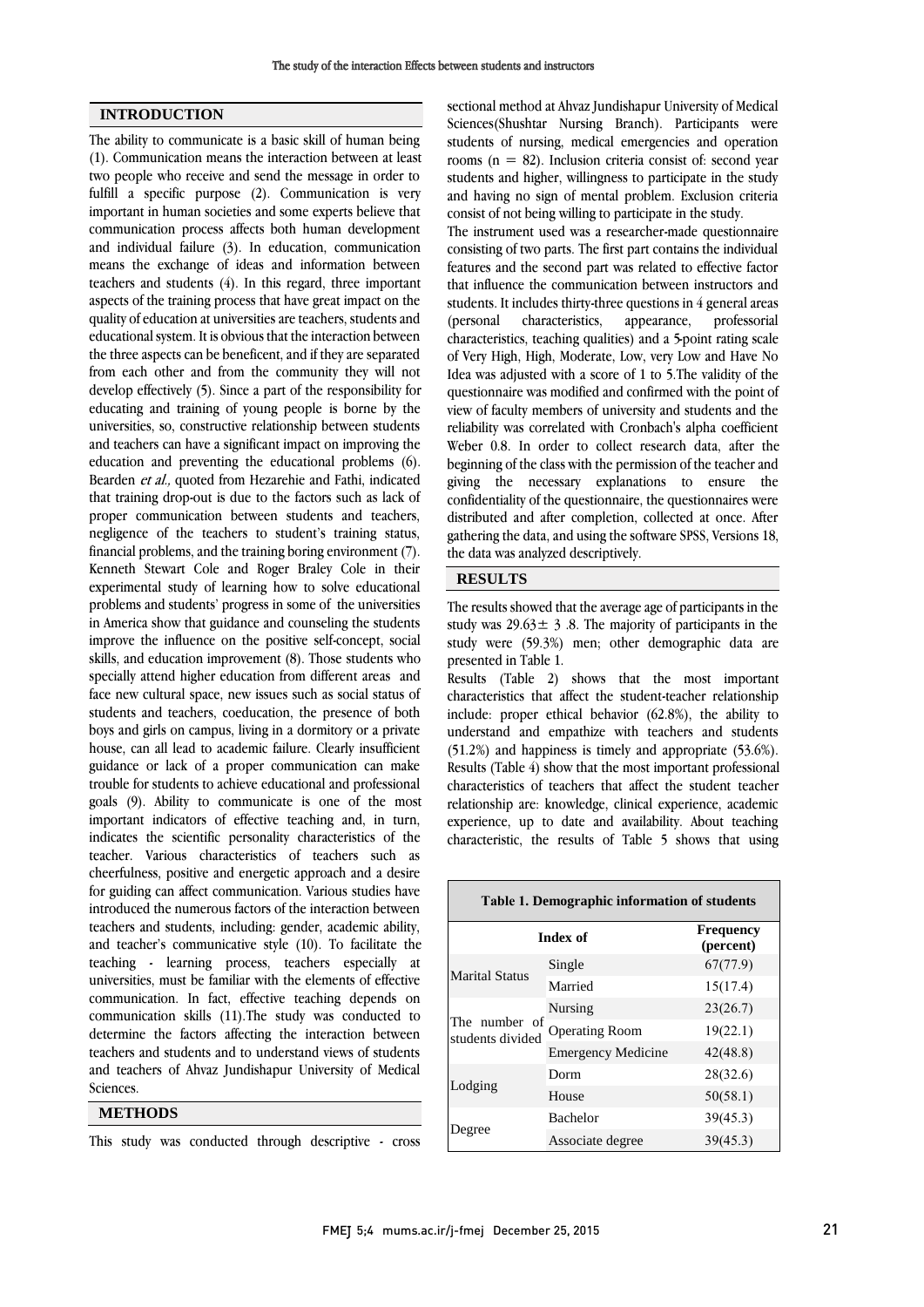## INTRODUCTION

The ability to communicate is a basic skill of human being (1). Communication means the interaction between at least two people who receive and send the message in order to fulfill a specific purpose (2). Communication is very important in human societies and some experts believe that communication process affects both human development and individual failure (3). In education, communication means the exchange of ideas and information between teachers and students (4). In this regard, three important aspects of the training process that have great impact on the quality of education at universities are teachers, students and educational system. It is obvious that the interaction between the three aspects can be beneficent, and if they are separated from each other and from the community they will not develop effectively (5). Since a part of the responsibility for educating and training of young people is borne by the universities, so, constructive relationship between students and teachers can have a significant impact on improving the education and preventing the educational problems (6). Bearden *et al.,* quoted from Hezarehie and Fathi, indicated that training drop-out is due to the factors such as lack of proper communication between students and teachers, negligence of the teachers to student's training status, financial problems, and the training boring environment (7). Kenneth Stewart Cole and Roger Braley Cole in their experimental study of learning how to solve educational problems and students' progress in some of the universities in America show that guidance and counseling the students improve the influence on the positive self-concept, social skills, and education improvement (8). Those students who specially attend higher education from different areas and face new cultural space, new issues such as social status of students and teachers, coeducation, the presence of both boys and girls on campus, living in a dormitory or a private house, can all lead to academic failure. Clearly insufficient guidance or lack of a proper communication can make trouble for students to achieve educational and professional goals (9). Ability to communicate is one of the most important indicators of effective teaching and, in turn, indicates the scientific personality characteristics of the teacher. Various characteristics of teachers such as cheerfulness, positive and energetic approach and a desire for guiding can affect communication. Various studies have introduced the numerous factors of the interaction between teachers and students, including: gender, academic ability, and teacher's communicative style (10). To facilitate the teaching - learning process, teachers especially at universities, must be familiar with the elements of effective communication. In fact, effective teaching depends on communication skills (11).The study was conducted to determine the factors affecting the interaction between teachers and students and to understand views of students and teachers of Ahvaz Jundishapur University of Medical Sciences.

## METHODS

This study was conducted through descriptive - cross sectional method at Ahvaz Jundishapur University of Medical Sciences(Shushtar Nursing Branch). Participants were students of nursing, medical emergencies and operation rooms (n = 82). Inclusion criteria consist of: second year students and higher, willingness to participate in the study and having no sign of mental problem. Exclusion criteria consist of not being willing to participate in the study.

The instrument used was a researcher-made questionnaire consisting of two parts. The first part contains the individual features and the second part was related to effective factor that influence the communication between instructors and students. It includes thirty-three questions in 4 general areas (personal characteristics, appearance, professorial characteristics, teaching qualities) and a 5-point rating scale of Very High, High, Moderate, Low, very Low and Have No Idea was adjusted with a score of 1 to 5.The validity of the questionnaire was modified and confirmed with the point of view of faculty members of university and students and the reliability was correlated with Cronbach's alpha coefficient Weber 0.8. In order to collect research data, after the beginning of the class with the permission of the teacher and giving the necessary explanations to ensure the confidentiality of the questionnaire, the questionnaires were distributed and after completion, collected at once. After gathering the data, and using the software SPSS, Versions 18, the data was analyzed descriptively.

## RESULTS

The results showed that the average age of participants in the study was 29.63± 3 .8. The majority of participants in the study were (59.3%) men; other demographic data are presented in Table 1.

Results (Table 2) shows that the most important characteristics that affect the student-teacher relationship include: proper ethical behavior (62.8%), the ability to understand and empathize with teachers and students (51.2%) and happiness is timely and appropriate (53.6%). Results (Table 4) show that the most important professional characteristics of teachers that affect the student teacher relationship are: knowledge, clinical experience, academic experience, up to date and availability. About teaching characteristic, the results of Table 5 shows that using

**Table 1. Demographic information of students**

| Index of | | Frequency (percent) |
|---|---|---|
| Marital Status | Single | 67(77.9) |
| | Married | 15(17.4) |
| The number of students divided | Nursing | 23(26.7) |
| | Operating Room | 19(22.1) |
| | Emergency Medicine | 42(48.8) |
| Lodging | Dorm | 28(32.6) |
| | House | 50(58.1) |
| Degree | Bachelor | 39(45.3) |
| | Associate degree | 39(45.3) |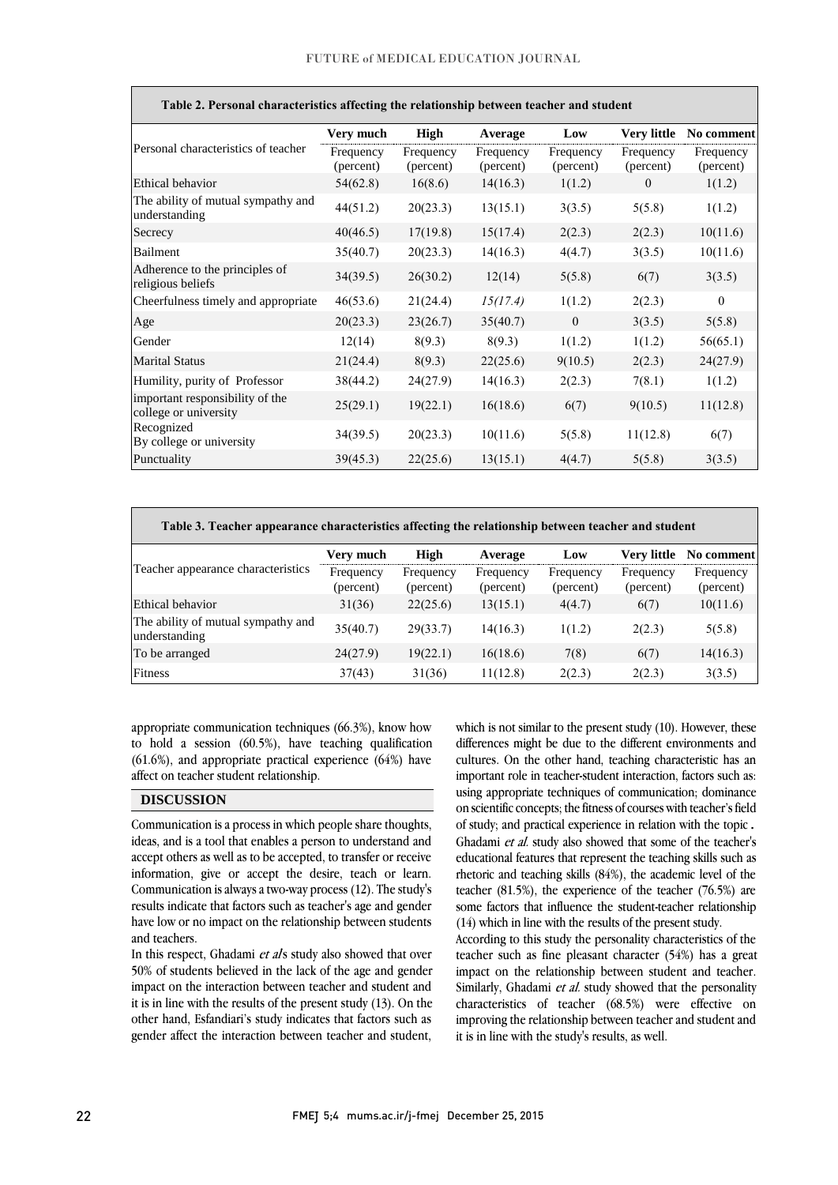**Table 2. Personal characteristics affecting the relationship between teacher and student**

| Personal characteristics of teacher | Very much | High | Average | Low | Very little | No comment |
|---|---|---|---|---|---|---|
| | Frequency (percent) | Frequency (percent) | Frequency (percent) | Frequency (percent) | Frequency (percent) | Frequency (percent) |
| Ethical behavior | 54(62.8) | 16(8.6) | 14(16.3) | 1(1.2) | 0 | 1(1.2) |
| The ability of mutual sympathy and understanding | 44(51.2) | 20(23.3) | 13(15.1) | 3(3.5) | 5(5.8) | 1(1.2) |
| Secrecy | 40(46.5) | 17(19.8) | 15(17.4) | 2(2.3) | 2(2.3) | 10(11.6) |
| Bailment | 35(40.7) | 20(23.3) | 14(16.3) | 4(4.7) | 3(3.5) | 10(11.6) |
| Adherence to the principles of religious beliefs | 34(39.5) | 26(30.2) | 12(14) | 5(5.8) | 6(7) | 3(3.5) |
| Cheerfulness timely and appropriate | 46(53.6) | 21(24.4) | *15(17.4)* | 1(1.2) | 2(2.3) | 0 |
| Age | 20(23.3) | 23(26.7) | 35(40.7) | 0 | 3(3.5) | 5(5.8) |
| Gender | 12(14) | 8(9.3) | 8(9.3) | 1(1.2) | 1(1.2) | 56(65.1) |
| Marital Status | 21(24.4) | 8(9.3) | 22(25.6) | 9(10.5) | 2(2.3) | 24(27.9) |
| Humility, purity of Professor | 38(44.2) | 24(27.9) | 14(16.3) | 2(2.3) | 7(8.1) | 1(1.2) |
| important responsibility of the college or university | 25(29.1) | 19(22.1) | 16(18.6) | 6(7) | 9(10.5) | 11(12.8) |
| Recognized By college or university | 34(39.5) | 20(23.3) | 10(11.6) | 5(5.8) | 11(12.8) | 6(7) |
| Punctuality | 39(45.3) | 22(25.6) | 13(15.1) | 4(4.7) | 5(5.8) | 3(3.5) |

**Table 3. Teacher appearance characteristics affecting the relationship between teacher and student**

| Teacher appearance characteristics | Very much | High | Average | Low | Very little | No comment |
|---|---|---|---|---|---|---|
| | Frequency (percent) | Frequency (percent) | Frequency (percent) | Frequency (percent) | Frequency (percent) | Frequency (percent) |
| Ethical behavior | 31(36) | 22(25.6) | 13(15.1) | 4(4.7) | 6(7) | 10(11.6) |
| The ability of mutual sympathy and understanding | 35(40.7) | 29(33.7) | 14(16.3) | 1(1.2) | 2(2.3) | 5(5.8) |
| To be arranged | 24(27.9) | 19(22.1) | 16(18.6) | 7(8) | 6(7) | 14(16.3) |
| Fitness | 37(43) | 31(36) | 11(12.8) | 2(2.3) | 2(2.3) | 3(3.5) |

appropriate communication techniques (66.3%), know how to hold a session (60.5%), have teaching qualification (61.6%), and appropriate practical experience (64%) have affect on teacher student relationship.

## DISCUSSION

Communication is a process in which people share thoughts, ideas, and is a tool that enables a person to understand and accept others as well as to be accepted, to transfer or receive information, give or accept the desire, teach or learn. Communication is always a two-way process (12). The study's results indicate that factors such as teacher's age and gender have low or no impact on the relationship between students and teachers.

In this respect, Ghadami *et al*'s study also showed that over 50% of students believed in the lack of the age and gender impact on the interaction between teacher and student and it is in line with the results of the present study (13). On the other hand, Esfandiari's study indicates that factors such as gender affect the interaction between teacher and student, which is not similar to the present study (10). However, these differences might be due to the different environments and cultures. On the other hand, teaching characteristic has an important role in teacher-student interaction, factors such as: using appropriate techniques of communication; dominance on scientific concepts; the fitness of courses with teacher's field of study; and practical experience in relation with the topic **.** Ghadami *et al.* study also showed that some of the teacher's educational features that represent the teaching skills such as rhetoric and teaching skills (84%), the academic level of the teacher (81.5%), the experience of the teacher (76.5%) are some factors that influence the student-teacher relationship (14) which in line with the results of the present study.

According to this study the personality characteristics of the teacher such as fine pleasant character (54%) has a great impact on the relationship between student and teacher. Similarly, Ghadami *et al.* study showed that the personality characteristics of teacher (68.5%) were effective on improving the relationship between teacher and student and it is in line with the study's results, as well.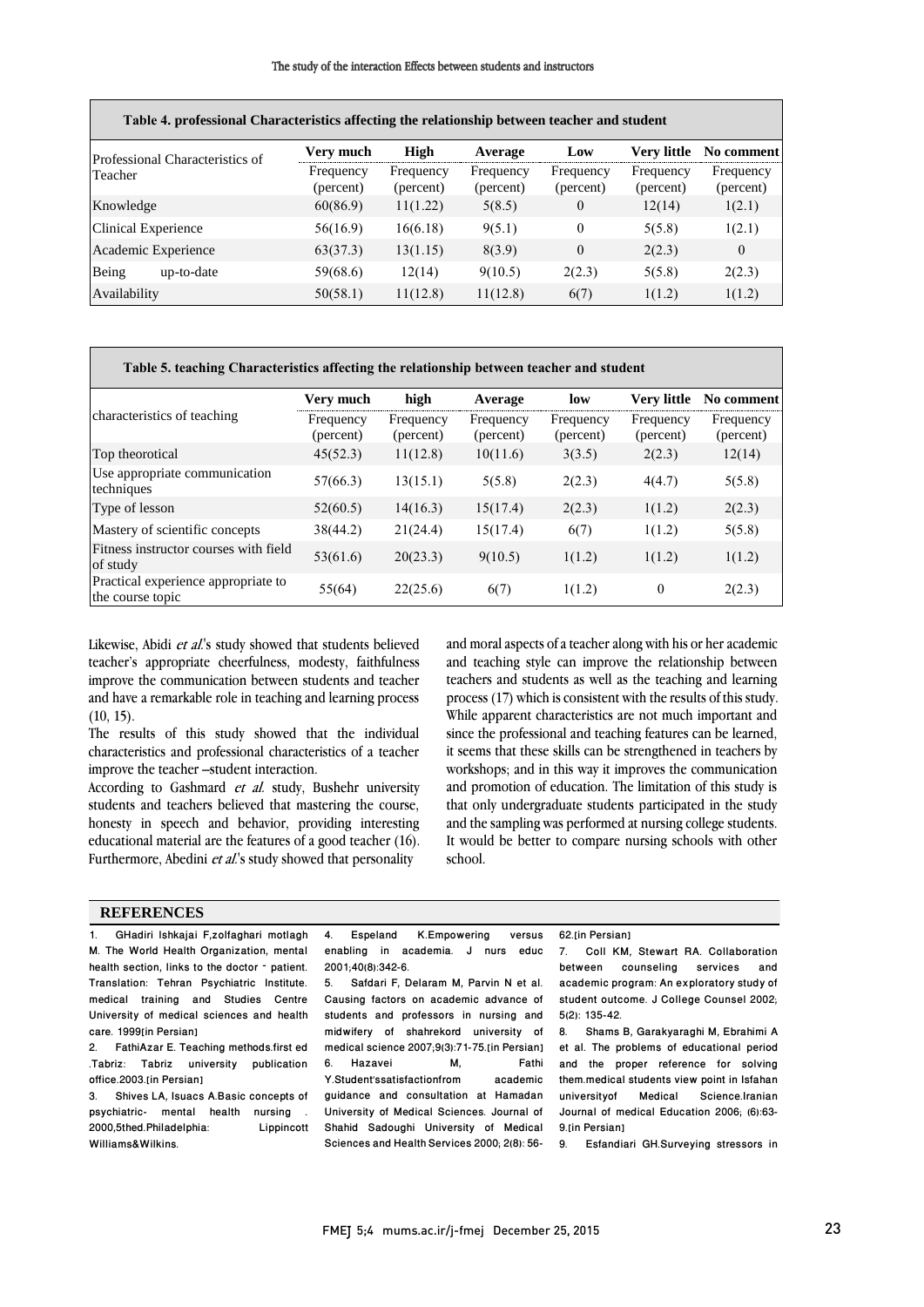**Table 4. professional Characteristics affecting the relationship between teacher and student**

| Professional Characteristics of Teacher | Very much | High | Average | Low | Very little | No comment |
|---|---|---|---|---|---|---|
| | Frequency (percent) | Frequency (percent) | Frequency (percent) | Frequency (percent) | Frequency (percent) | Frequency (percent) |
| Knowledge | 60(86.9) | 11(1.22) | 5(8.5) | 0 | 12(14) | 1(2.1) |
| Clinical Experience | 56(16.9) | 16(6.18) | 9(5.1) | 0 | 5(5.8) | 1(2.1) |
| Academic Experience | 63(37.3) | 13(1.15) | 8(3.9) | 0 | 2(2.3) | 0 |
| Being up-to-date | 59(68.6) | 12(14) | 9(10.5) | 2(2.3) | 5(5.8) | 2(2.3) |
| Availability | 50(58.1) | 11(12.8) | 11(12.8) | 6(7) | 1(1.2) | 1(1.2) |

**Table 5. teaching Characteristics affecting the relationship between teacher and student**

| characteristics of teaching | Very much | high | Average | low | Very little | No comment |
|---|---|---|---|---|---|---|
| | Frequency (percent) | Frequency (percent) | Frequency (percent) | Frequency (percent) | Frequency (percent) | Frequency (percent) |
| Top theorotical | 45(52.3) | 11(12.8) | 10(11.6) | 3(3.5) | 2(2.3) | 12(14) |
| Use appropriate communication techniques | 57(66.3) | 13(15.1) | 5(5.8) | 2(2.3) | 4(4.7) | 5(5.8) |
| Type of lesson | 52(60.5) | 14(16.3) | 15(17.4) | 2(2.3) | 1(1.2) | 2(2.3) |
| Mastery of scientific concepts | 38(44.2) | 21(24.4) | 15(17.4) | 6(7) | 1(1.2) | 5(5.8) |
| Fitness instructor courses with field of study | 53(61.6) | 20(23.3) | 9(10.5) | 1(1.2) | 1(1.2) | 1(1.2) |
| Practical experience appropriate to the course topic | 55(64) | 22(25.6) | 6(7) | 1(1.2) | 0 | 2(2.3) |

Likewise, Abidi *et al.*'s study showed that students believed teacher's appropriate cheerfulness, modesty, faithfulness improve the communication between students and teacher and have a remarkable role in teaching and learning process (10, 15).

The results of this study showed that the individual characteristics and professional characteristics of a teacher improve the teacher –student interaction.

According to Gashmard *et al.* study, Bushehr university students and teachers believed that mastering the course, honesty in speech and behavior, providing interesting educational material are the features of a good teacher (16). Furthermore, Abedini *et al.*'s study showed that personality and moral aspects of a teacher along with his or her academic and teaching style can improve the relationship between teachers and students as well as the teaching and learning process (17) which is consistent with the results of this study. While apparent characteristics are not much important and since the professional and teaching features can be learned, it seems that these skills can be strengthened in teachers by workshops; and in this way it improves the communication and promotion of education. The limitation of this study is that only undergraduate students participated in the study and the sampling was performed at nursing college students. It would be better to compare nursing schools with other school.

## REFERENCES

1. GHadiri Ishkajai F,zolfaghari motlagh M. The World Health Organization, mental health section, links to the doctor - patient. Translation: Tehran Psychiatric Institute. medical training and Studies Centre University of medical sciences and health care. 1999[in Persian]
2. FathiAzar E. Teaching methods.first ed .Tabriz: Tabriz university publication office.2003.[in Persian]
3. Shives LA, Isuacs A.Basic concepts of psychiatric- mental health nursing . 2000,5thed.Philadelphia: Lippincott Williams&Wilkins.
4. Espeland K.Empowering versus enabling in academia. J nurs educ 2001;40(8):342-6.
5. Safdari F, Delaram M, Parvin N et al. Causing factors on academic advance of students and professors in nursing and midwifery of shahrekord university of medical science 2007;9(3):71-75.[in Persian]
6. Hazavei M, Fathi Y.Student'ssatisfactionfrom academic guidance and consultation at Hamadan University of Medical Sciences. Journal of Shahid Sadoughi University of Medical Sciences and Health Services 2000; 2(8): 56-62.[in Persian]
7. Coll KM, Stewart RA. Collaboration between counseling services and academic program: An exploratory study of student outcome. J College Counsel 2002; 5(2): 135-42.
8. Shams B, Garakyaraghi M, Ebrahimi A et al. The problems of educational period and the proper reference for solving them.medical students view point in Isfahan universityof Medical Science.Iranian Journal of medical Education 2006; (6):63-9.[in Persian]
9. Esfandiari GH.Surveying stressors in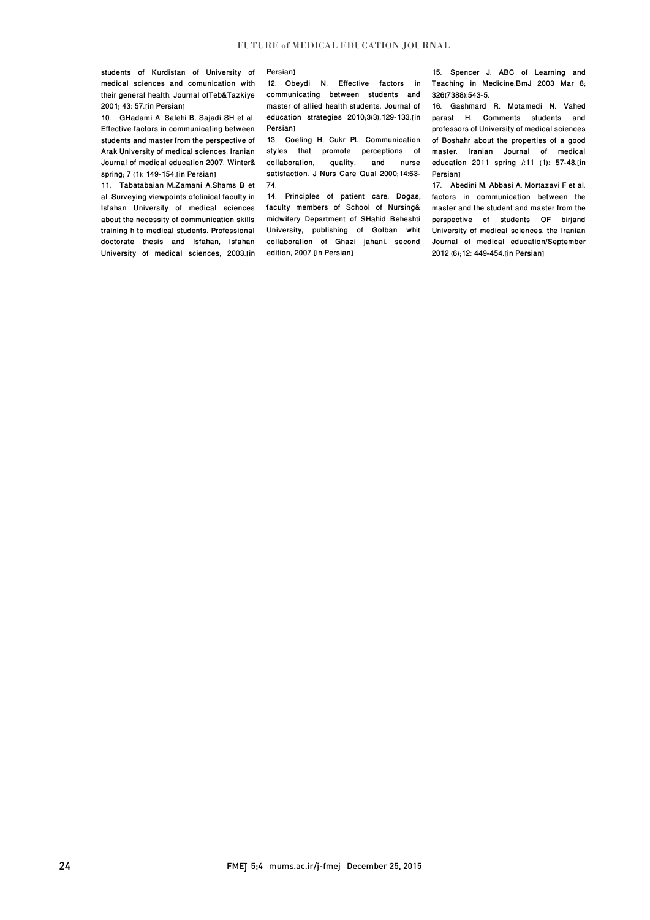students of Kurdistan of University of medical sciences and comunication with their general health. Journal ofTeb&Tazkiye 2001; 43: 57.[in Persian]

10. GHadami A. Salehi B, Sajadi SH et al. Effective factors in communicating between students and master from the perspective of Arak University of medical sciences. Iranian Journal of medical education 2007. Winter& spring; 7 (1): 149-154.[in Persian]

11. Tabatabaian M.Zamani A.Shams B et al. Surveying viewpoints ofclinical faculty in Isfahan University of medical sciences about the necessity of communication skills training h to medical students. Professional doctorate thesis and Isfahan, Isfahan University of medical sciences, 2003.[in Persian]

12. Obeydi N. Effective factors in communicating between students and master of allied health students, Journal of education strategies 2010;3(3),129-133.[in Persian]

13. Coeling H, Cukr PL. Communication styles that promote perceptions of collaboration, quality, and nurse satisfaction. J Nurs Care Qual 2000;14:63-74.

14. Principles of patient care, Dogas, faculty members of School of Nursing& midwifery Department of SHahid Beheshti University, publishing of Golban whit collaboration of Ghazi jahani. second edition, 2007.[in Persian]

15. Spencer J. ABC of Learning and Teaching in Medicine.BmJ 2003 Mar 8; 326(7388):543-5.

16. Gashmard R. Motamedi N. Vahed parast H. Comments students and professors of University of medical sciences of Boshahr about the properties of a good master. Iranian Journal of medical education 2011 spring /:11 (1): 57-48.[in Persian]

17. Abedini M. Abbasi A. Mortazavi F et al. factors in communication between the master and the student and master from the perspective of students OF birjand University of medical sciences. the Iranian Journal of medical education/September 2012 (6);12: 449-454.[in Persian]